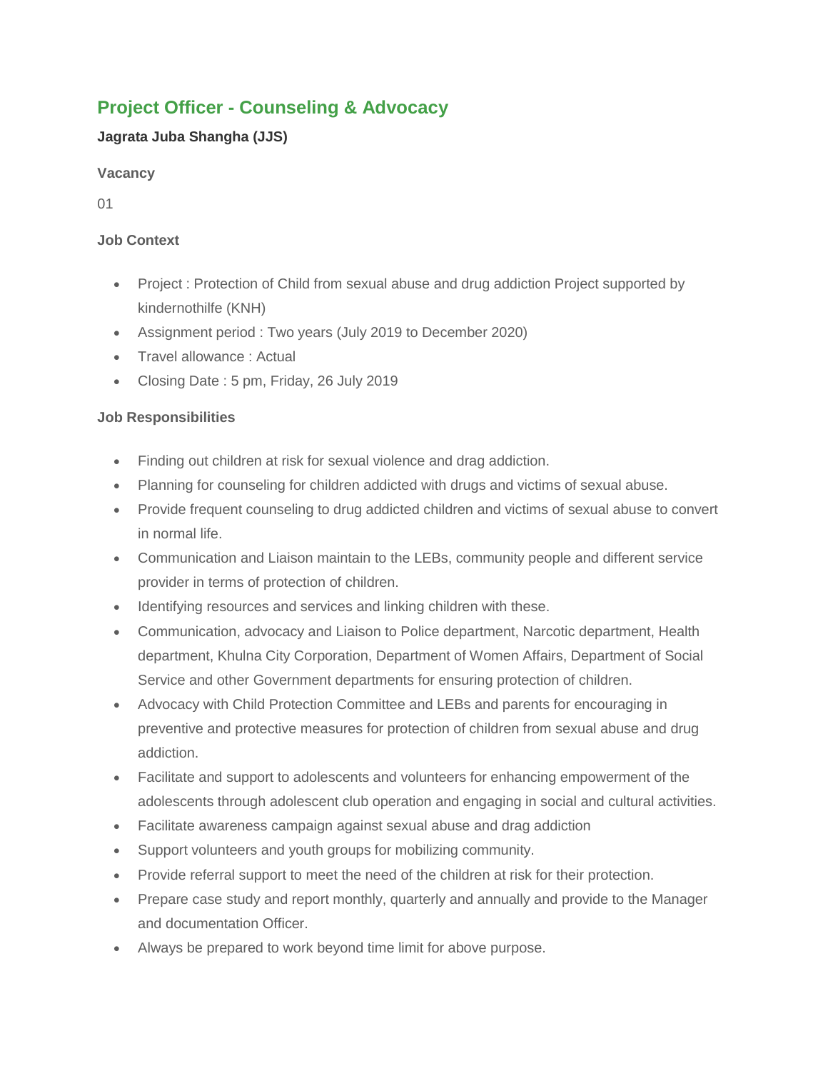## Project Officer - Counseling & Advocacy

**Jagrata Juba Shangha (JJS)**

**Vacancy**

01

**Job Context**

- Project : Protection of Child from sexual abuse and drug addiction Project supported by kindernothilfe (KNH)
- Assignment period : Two years (July 2019 to December 2020)
- Travel allowance : Actual
- Closing Date : 5 pm, Friday, 26 July 2019

**Job Responsibilities**

- Finding out children at risk for sexual violence and drag addiction.
- Planning for counseling for children addicted with drugs and victims of sexual abuse.
- Provide frequent counseling to drug addicted children and victims of sexual abuse to convert in normal life.
- Communication and Liaison maintain to the LEBs, community people and different service provider in terms of protection of children.
- Identifying resources and services and linking children with these.
- Communication, advocacy and Liaison to Police department, Narcotic department, Health department, Khulna City Corporation, Department of Women Affairs, Department of Social Service and other Government departments for ensuring protection of children.
- Advocacy with Child Protection Committee and LEBs and parents for encouraging in preventive and protective measures for protection of children from sexual abuse and drug addiction.
- Facilitate and support to adolescents and volunteers for enhancing empowerment of the adolescents through adolescent club operation and engaging in social and cultural activities.
- Facilitate awareness campaign against sexual abuse and drag addiction
- Support volunteers and youth groups for mobilizing community.
- Provide referral support to meet the need of the children at risk for their protection.
- Prepare case study and report monthly, quarterly and annually and provide to the Manager and documentation Officer.
- Always be prepared to work beyond time limit for above purpose.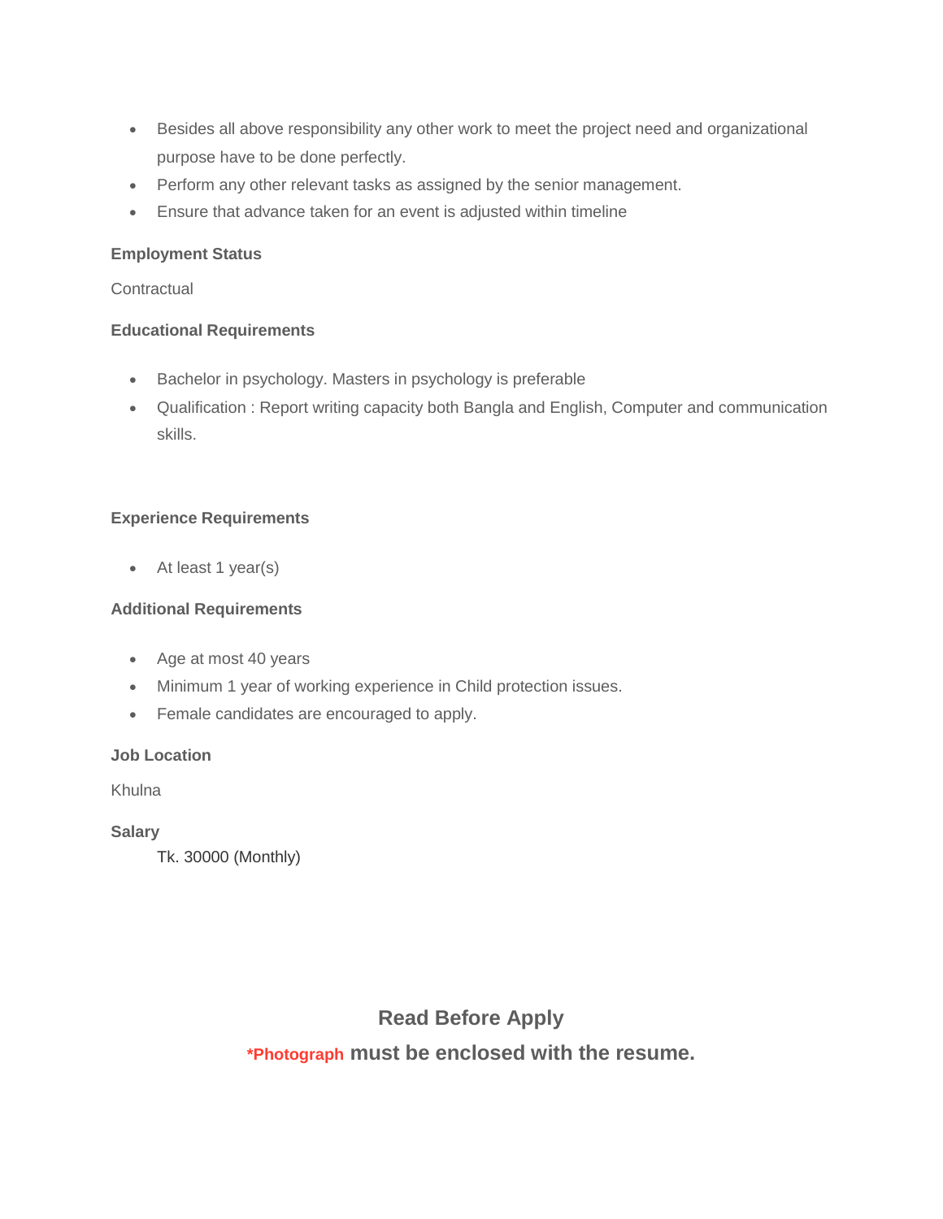- Besides all above responsibility any other work to meet the project need and organizational purpose have to be done perfectly.
- Perform any other relevant tasks as assigned by the senior management.
- Ensure that advance taken for an event is adjusted within timeline

**Employment Status**

Contractual

**Educational Requirements**

- Bachelor in psychology. Masters in psychology is preferable
- Qualification : Report writing capacity both Bangla and English, Computer and communication skills.

**Experience Requirements**

- At least 1 year(s)

**Additional Requirements**

- Age at most 40 years
- Minimum 1 year of working experience in Child protection issues.
- Female candidates are encouraged to apply.

**Job Location**

Khulna

**Salary**

Tk. 30000 (Monthly)

## Read Before Apply

**\*Photograph must be enclosed with the resume.**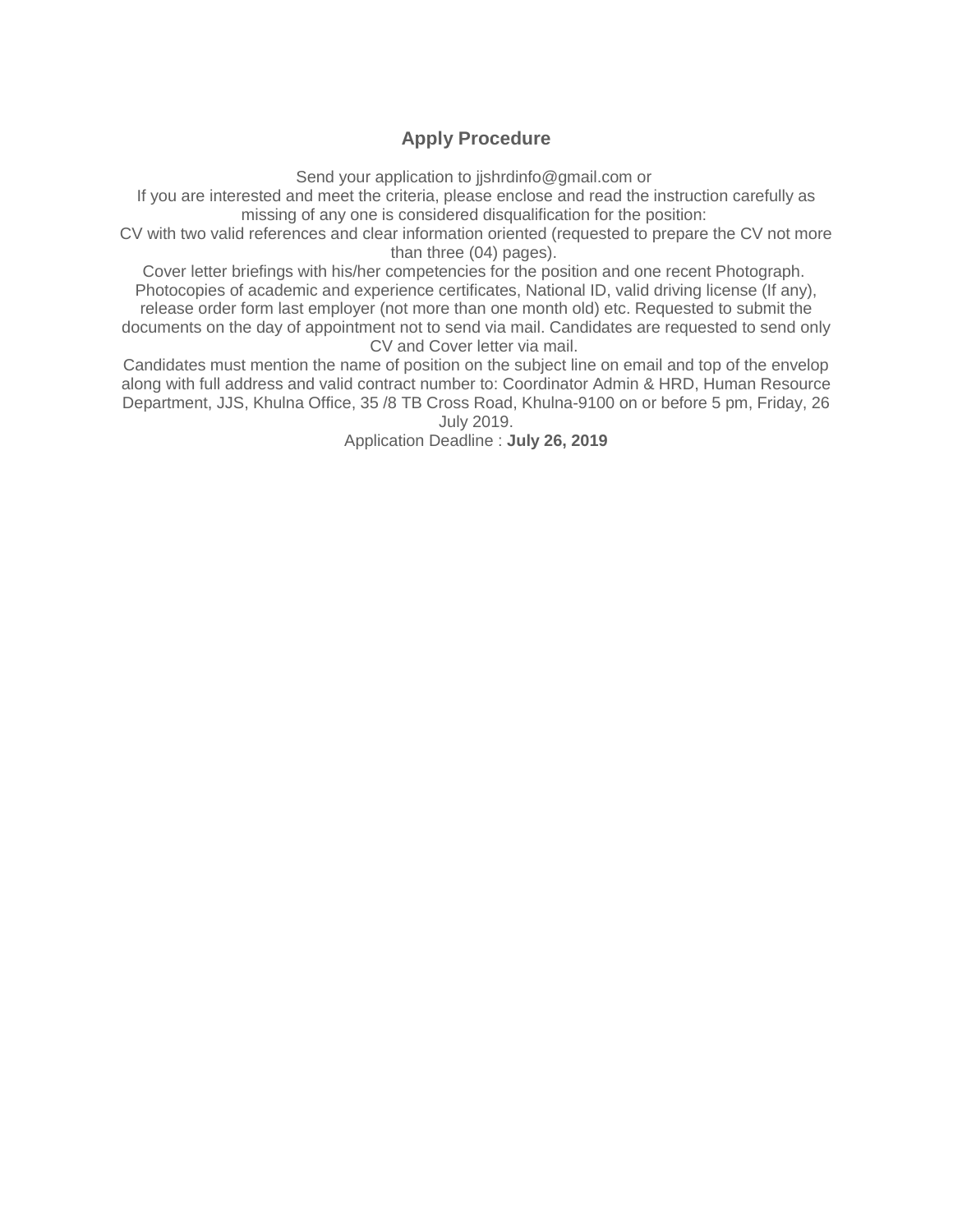## Apply Procedure

Send your application to jjshrdinfo@gmail.com or

If you are interested and meet the criteria, please enclose and read the instruction carefully as missing of any one is considered disqualification for the position:

CV with two valid references and clear information oriented (requested to prepare the CV not more than three (04) pages).

Cover letter briefings with his/her competencies for the position and one recent Photograph.

Photocopies of academic and experience certificates, National ID, valid driving license (If any), release order form last employer (not more than one month old) etc. Requested to submit the documents on the day of appointment not to send via mail. Candidates are requested to send only CV and Cover letter via mail.

Candidates must mention the name of position on the subject line on email and top of the envelop along with full address and valid contract number to: Coordinator Admin & HRD, Human Resource Department, JJS, Khulna Office, 35 /8 TB Cross Road, Khulna-9100 on or before 5 pm, Friday, 26 July 2019.

Application Deadline : **July 26, 2019**